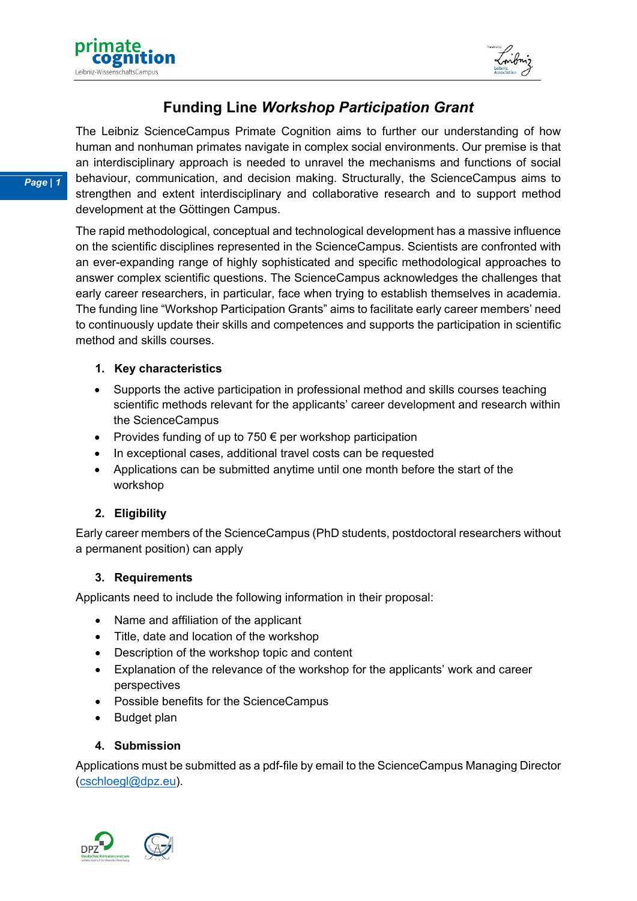# Funding Line *Workshop Participation Grant*

The Leibniz ScienceCampus Primate Cognition aims to further our understanding of how human and nonhuman primates navigate in complex social environments. Our premise is that an interdisciplinary approach is needed to unravel the mechanisms and functions of social behaviour, communication, and decision making. Structurally, the ScienceCampus aims to strengthen and extent interdisciplinary and collaborative research and to support method development at the Göttingen Campus.

The rapid methodological, conceptual and technological development has a massive influence on the scientific disciplines represented in the ScienceCampus. Scientists are confronted with an ever-expanding range of highly sophisticated and specific methodological approaches to answer complex scientific questions. The ScienceCampus acknowledges the challenges that early career researchers, in particular, face when trying to establish themselves in academia. The funding line "Workshop Participation Grants" aims to facilitate early career members' need to continuously update their skills and competences and supports the participation in scientific method and skills courses.

## 1. Key characteristics

- Supports the active participation in professional method and skills courses teaching scientific methods relevant for the applicants' career development and research within the ScienceCampus
- Provides funding of up to 750 € per workshop participation
- In exceptional cases, additional travel costs can be requested
- Applications can be submitted anytime until one month before the start of the workshop

## 2. Eligibility

Early career members of the ScienceCampus (PhD students, postdoctoral researchers without a permanent position) can apply

## 3. Requirements

Applicants need to include the following information in their proposal:

- Name and affiliation of the applicant
- Title, date and location of the workshop
- Description of the workshop topic and content
- Explanation of the relevance of the workshop for the applicants' work and career perspectives
- Possible benefits for the ScienceCampus
- Budget plan

## 4. Submission

Applications must be submitted as a pdf-file by email to the ScienceCampus Managing Director (cschloegl@dpz.eu).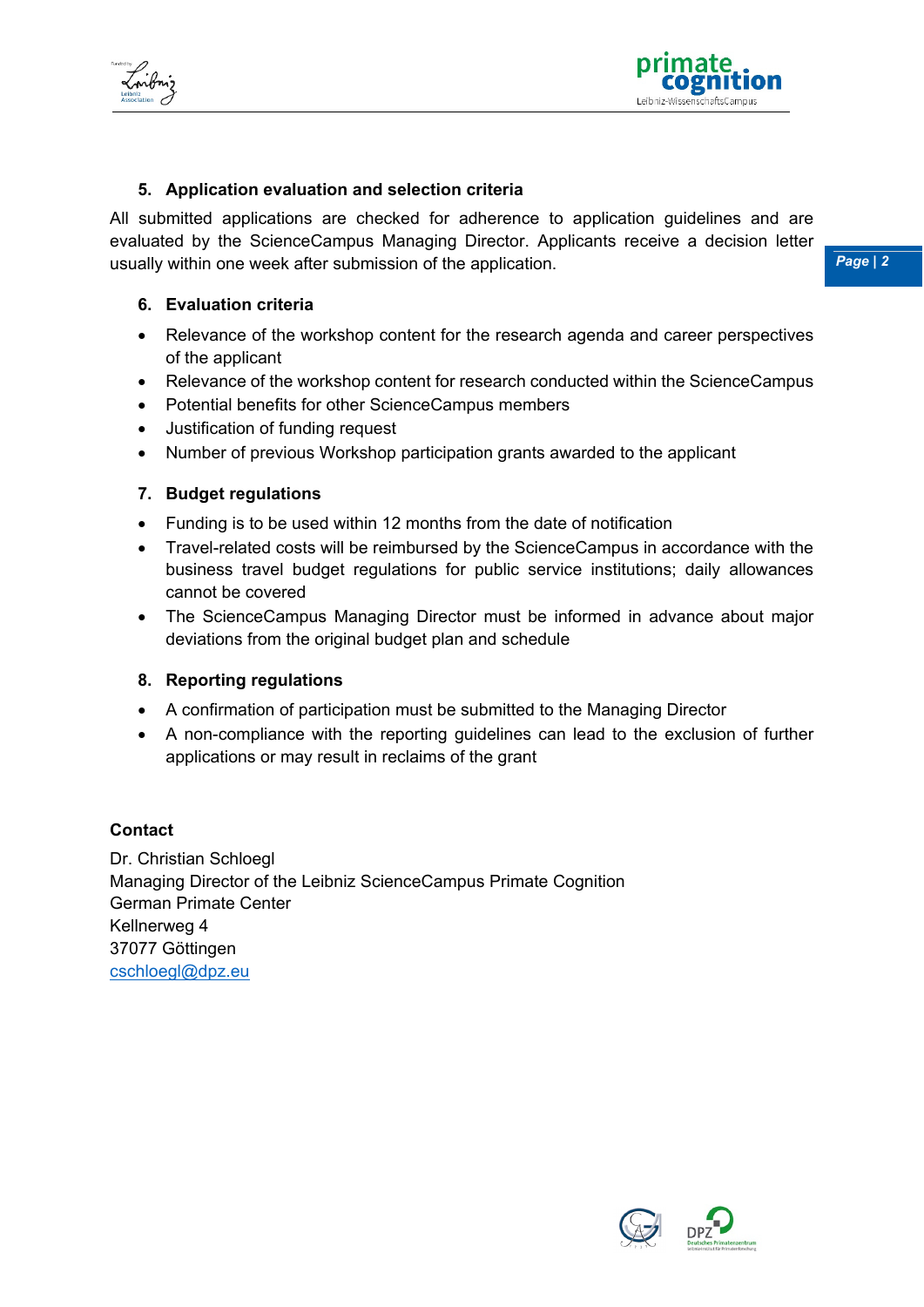## 5. Application evaluation and selection criteria

All submitted applications are checked for adherence to application guidelines and are evaluated by the ScienceCampus Managing Director. Applicants receive a decision letter usually within one week after submission of the application.

## 6. Evaluation criteria

- Relevance of the workshop content for the research agenda and career perspectives of the applicant
- Relevance of the workshop content for research conducted within the ScienceCampus
- Potential benefits for other ScienceCampus members
- Justification of funding request
- Number of previous Workshop participation grants awarded to the applicant

## 7. Budget regulations

- Funding is to be used within 12 months from the date of notification
- Travel-related costs will be reimbursed by the ScienceCampus in accordance with the business travel budget regulations for public service institutions; daily allowances cannot be covered
- The ScienceCampus Managing Director must be informed in advance about major deviations from the original budget plan and schedule

## 8. Reporting regulations

- A confirmation of participation must be submitted to the Managing Director
- A non-compliance with the reporting guidelines can lead to the exclusion of further applications or may result in reclaims of the grant

**Contact**

Dr. Christian Schloegl
Managing Director of the Leibniz ScienceCampus Primate Cognition
German Primate Center
Kellnerweg 4
37077 Göttingen
cschloegl@dpz.eu